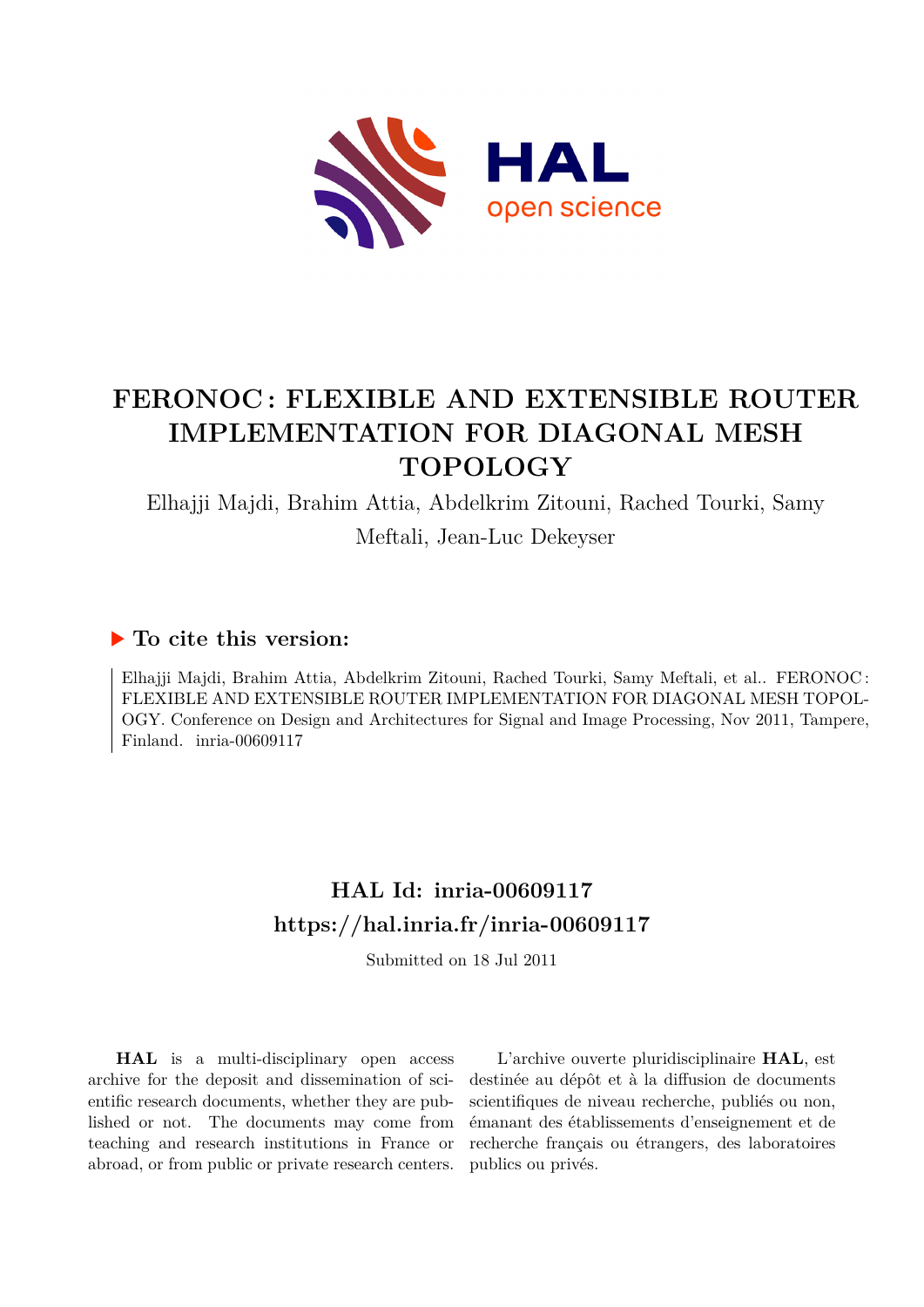# FERONOC: FLEXIBLE AND EXTENSIBLE ROUTER IMPLEMENTATION FOR DIAGONAL MESH TOPOLOGY

Elhajji Majdi, Brahim Attia, Abdelkrim Zitouni, Rached Tourki, Samy Meftali, Jean-Luc Dekeyser

## ▶ To cite this version:

Elhajji Majdi, Brahim Attia, Abdelkrim Zitouni, Rached Tourki, Samy Meftali, et al.. FERONOC: FLEXIBLE AND EXTENSIBLE ROUTER IMPLEMENTATION FOR DIAGONAL MESH TOPOLOGY. Conference on Design and Architectures for Signal and Image Processing, Nov 2011, Tampere, Finland. inria-00609117

## HAL Id: inria-00609117
## https://hal.inria.fr/inria-00609117

Submitted on 18 Jul 2011

**HAL** is a multi-disciplinary open access archive for the deposit and dissemination of scientific research documents, whether they are published or not. The documents may come from teaching and research institutions in France or abroad, or from public or private research centers.

L'archive ouverte pluridisciplinaire **HAL**, est destinée au dépôt et à la diffusion de documents scientifiques de niveau recherche, publiés ou non, émanant des établissements d'enseignement et de recherche français ou étrangers, des laboratoires publics ou privés.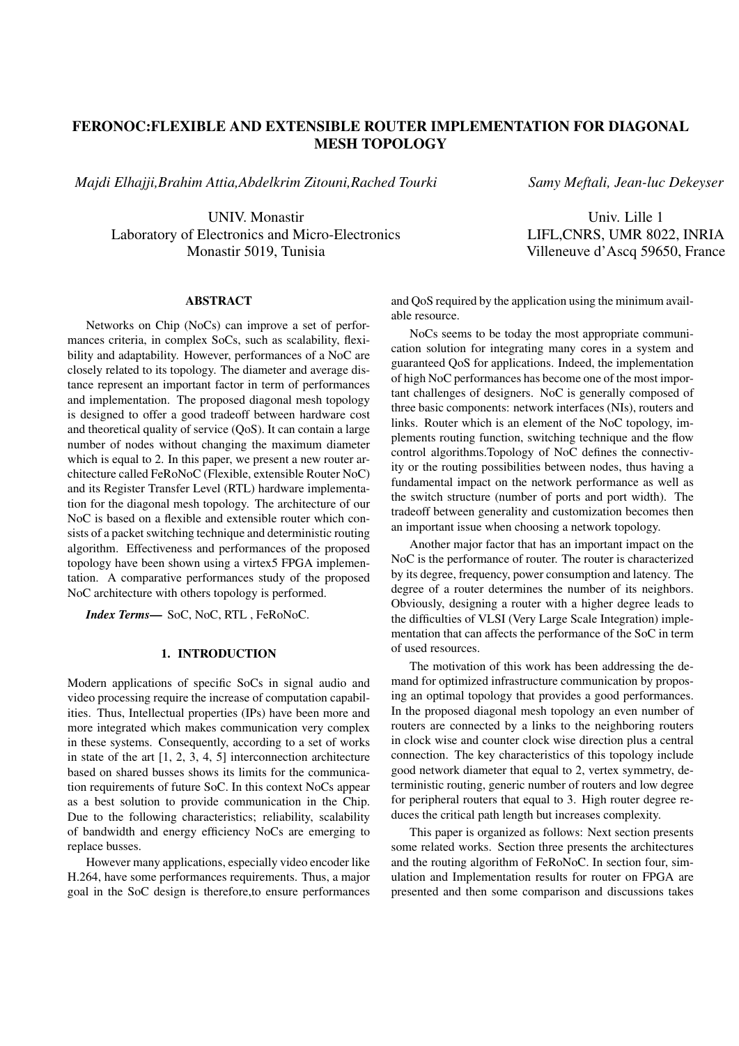# FERONOC:FLEXIBLE AND EXTENSIBLE ROUTER IMPLEMENTATION FOR DIAGONAL MESH TOPOLOGY

*Majdi Elhajji,Brahim Attia,Abdelkrim Zitouni,Rached Tourki*

UNIV. Monastir
Laboratory of Electronics and Micro-Electronics
Monastir 5019, Tunisia

*Samy Meftali, Jean-luc Dekeyser*

Univ. Lille 1
LIFL,CNRS, UMR 8022, INRIA
Villeneuve d'Ascq 59650, France

## ABSTRACT

Networks on Chip (NoCs) can improve a set of performances criteria, in complex SoCs, such as scalability, flexibility and adaptability. However, performances of a NoC are closely related to its topology. The diameter and average distance represent an important factor in term of performances and implementation. The proposed diagonal mesh topology is designed to offer a good tradeoff between hardware cost and theoretical quality of service (QoS). It can contain a large number of nodes without changing the maximum diameter which is equal to 2. In this paper, we present a new router architecture called FeRoNoC (Flexible, extensible Router NoC) and its Register Transfer Level (RTL) hardware implementation for the diagonal mesh topology. The architecture of our NoC is based on a flexible and extensible router which consists of a packet switching technique and deterministic routing algorithm. Effectiveness and performances of the proposed topology have been shown using a virtex5 FPGA implementation. A comparative performances study of the proposed NoC architecture with others topology is performed.

***Index Terms*—** SoC, NoC, RTL , FeRoNoC.

## 1. INTRODUCTION

Modern applications of specific SoCs in signal audio and video processing require the increase of computation capabilities. Thus, Intellectual properties (IPs) have been more and more integrated which makes communication very complex in these systems. Consequently, according to a set of works in state of the art [1, 2, 3, 4, 5] interconnection architecture based on shared busses shows its limits for the communication requirements of future SoC. In this context NoCs appear as a best solution to provide communication in the Chip. Due to the following characteristics; reliability, scalability of bandwidth and energy efficiency NoCs are emerging to replace busses.

However many applications, especially video encoder like H.264, have some performances requirements. Thus, a major goal in the SoC design is therefore,to ensure performances and QoS required by the application using the minimum available resource.

NoCs seems to be today the most appropriate communication solution for integrating many cores in a system and guaranteed QoS for applications. Indeed, the implementation of high NoC performances has become one of the most important challenges of designers. NoC is generally composed of three basic components: network interfaces (NIs), routers and links. Router which is an element of the NoC topology, implements routing function, switching technique and the flow control algorithms.Topology of NoC defines the connectivity or the routing possibilities between nodes, thus having a fundamental impact on the network performance as well as the switch structure (number of ports and port width). The tradeoff between generality and customization becomes then an important issue when choosing a network topology.

Another major factor that has an important impact on the NoC is the performance of router. The router is characterized by its degree, frequency, power consumption and latency. The degree of a router determines the number of its neighbors. Obviously, designing a router with a higher degree leads to the difficulties of VLSI (Very Large Scale Integration) implementation that can affects the performance of the SoC in term of used resources.

The motivation of this work has been addressing the demand for optimized infrastructure communication by proposing an optimal topology that provides a good performances. In the proposed diagonal mesh topology an even number of routers are connected by a links to the neighboring routers in clock wise and counter clock wise direction plus a central connection. The key characteristics of this topology include good network diameter that equal to 2, vertex symmetry, deterministic routing, generic number of routers and low degree for peripheral routers that equal to 3. High router degree reduces the critical path length but increases complexity.

This paper is organized as follows: Next section presents some related works. Section three presents the architectures and the routing algorithm of FeRoNoC. In section four, simulation and Implementation results for router on FPGA are presented and then some comparison and discussions takes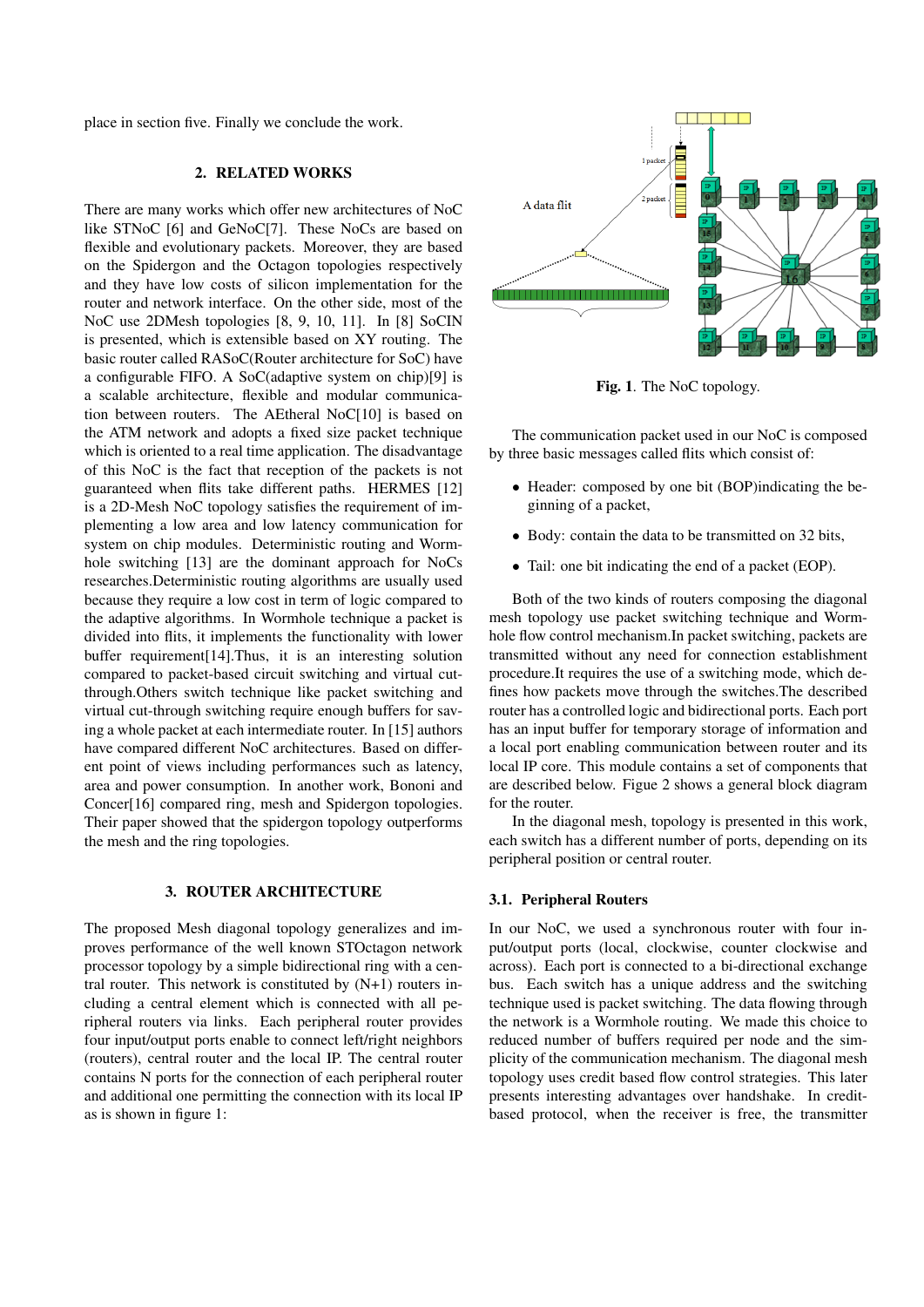place in section five. Finally we conclude the work.

## 2. RELATED WORKS

There are many works which offer new architectures of NoC like STNoC [6] and GeNoC[7]. These NoCs are based on flexible and evolutionary packets. Moreover, they are based on the Spidergon and the Octagon topologies respectively and they have low costs of silicon implementation for the router and network interface. On the other side, most of the NoC use 2DMesh topologies [8, 9, 10, 11]. In [8] SoCIN is presented, which is extensible based on XY routing. The basic router called RASoC(Router architecture for SoC) have a configurable FIFO. A SoC(adaptive system on chip)[9] is a scalable architecture, flexible and modular communication between routers. The AEtheral NoC[10] is based on the ATM network and adopts a fixed size packet technique which is oriented to a real time application. The disadvantage of this NoC is the fact that reception of the packets is not guaranteed when flits take different paths. HERMES [12] is a 2D-Mesh NoC topology satisfies the requirement of implementing a low area and low latency communication for system on chip modules. Deterministic routing and Wormhole switching [13] are the dominant approach for NoCs researches.Deterministic routing algorithms are usually used because they require a low cost in term of logic compared to the adaptive algorithms. In Wormhole technique a packet is divided into flits, it implements the functionality with lower buffer requirement[14].Thus, it is an interesting solution compared to packet-based circuit switching and virtual cut-through.Others switch technique like packet switching and virtual cut-through switching require enough buffers for saving a whole packet at each intermediate router. In [15] authors have compared different NoC architectures. Based on different point of views including performances such as latency, area and power consumption. In another work, Bononi and Concer[16] compared ring, mesh and Spidergon topologies. Their paper showed that the spidergon topology outperforms the mesh and the ring topologies.

## 3. ROUTER ARCHITECTURE

The proposed Mesh diagonal topology generalizes and improves performance of the well known STOctagon network processor topology by a simple bidirectional ring with a central router. This network is constituted by (N+1) routers including a central element which is connected with all peripheral routers via links. Each peripheral router provides four input/output ports enable to connect left/right neighbors (routers), central router and the local IP. The central router contains N ports for the connection of each peripheral router and additional one permitting the connection with its local IP as is shown in figure 1:

**Fig. 1**. The NoC topology.

The communication packet used in our NoC is composed by three basic messages called flits which consist of:

- Header: composed by one bit (BOP)indicating the beginning of a packet,
- Body: contain the data to be transmitted on 32 bits,
- Tail: one bit indicating the end of a packet (EOP).

Both of the two kinds of routers composing the diagonal mesh topology use packet switching technique and Wormhole flow control mechanism.In packet switching, packets are transmitted without any need for connection establishment procedure.It requires the use of a switching mode, which defines how packets move through the switches.The described router has a controlled logic and bidirectional ports. Each port has an input buffer for temporary storage of information and a local port enabling communication between router and its local IP core. This module contains a set of components that are described below. Figue 2 shows a general block diagram for the router.

In the diagonal mesh, topology is presented in this work, each switch has a different number of ports, depending on its peripheral position or central router.

### 3.1. Peripheral Routers

In our NoC, we used a synchronous router with four input/output ports (local, clockwise, counter clockwise and across). Each port is connected to a bi-directional exchange bus. Each switch has a unique address and the switching technique used is packet switching. The data flowing through the network is a Wormhole routing. We made this choice to reduced number of buffers required per node and the simplicity of the communication mechanism. The diagonal mesh topology uses credit based flow control strategies. This later presents interesting advantages over handshake. In credit-based protocol, when the receiver is free, the transmitter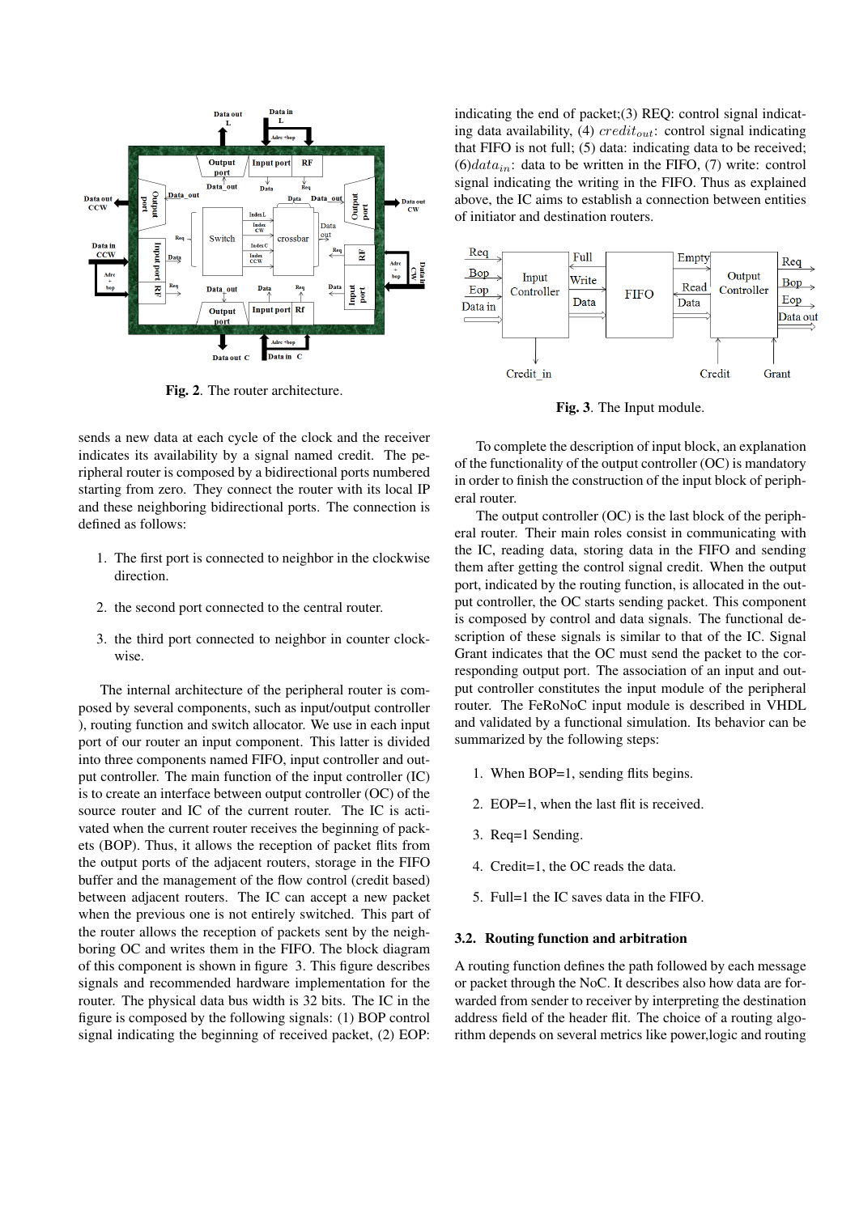Fig. 2. The router architecture.

sends a new data at each cycle of the clock and the receiver indicates its availability by a signal named credit. The peripheral router is composed by a bidirectional ports numbered starting from zero. They connect the router with its local IP and these neighboring bidirectional ports. The connection is defined as follows:

1. The first port is connected to neighbor in the clockwise direction.
2. the second port connected to the central router.
3. the third port connected to neighbor in counter clockwise.

The internal architecture of the peripheral router is composed by several components, such as input/output controller ), routing function and switch allocator. We use in each input port of our router an input component. This latter is divided into three components named FIFO, input controller and output controller. The main function of the input controller (IC) is to create an interface between output controller (OC) of the source router and IC of the current router. The IC is activated when the current router receives the beginning of packets (BOP). Thus, it allows the reception of packet flits from the output ports of the adjacent routers, storage in the FIFO buffer and the management of the flow control (credit based) between adjacent routers. The IC can accept a new packet when the previous one is not entirely switched. This part of the router allows the reception of packets sent by the neighboring OC and writes them in the FIFO. The block diagram of this component is shown in figure 3. This figure describes signals and recommended hardware implementation for the router. The physical data bus width is 32 bits. The IC in the figure is composed by the following signals: (1) BOP control signal indicating the beginning of received packet, (2) EOP: indicating the end of packet;(3) REQ: control signal indicating data availability, (4) $credit_{out}$: control signal indicating that FIFO is not full; (5) data: indicating data to be received; (6)$data_{in}$: data to be written in the FIFO, (7) write: control signal indicating the writing in the FIFO. Thus as explained above, the IC aims to establish a connection between entities of initiator and destination routers.

Fig. 3. The Input module.

To complete the description of input block, an explanation of the functionality of the output controller (OC) is mandatory in order to finish the construction of the input block of peripheral router.

The output controller (OC) is the last block of the peripheral router. Their main roles consist in communicating with the IC, reading data, storing data in the FIFO and sending them after getting the control signal credit. When the output port, indicated by the routing function, is allocated in the output controller, the OC starts sending packet. This component is composed by control and data signals. The functional description of these signals is similar to that of the IC. Signal Grant indicates that the OC must send the packet to the corresponding output port. The association of an input and output controller constitutes the input module of the peripheral router. The FeRoNoC input module is described in VHDL and validated by a functional simulation. Its behavior can be summarized by the following steps:

1. When BOP=1, sending flits begins.
2. EOP=1, when the last flit is received.
3. Req=1 Sending.
4. Credit=1, the OC reads the data.
5. Full=1 the IC saves data in the FIFO.

### 3.2. Routing function and arbitration

A routing function defines the path followed by each message or packet through the NoC. It describes also how data are forwarded from sender to receiver by interpreting the destination address field of the header flit. The choice of a routing algorithm depends on several metrics like power,logic and routing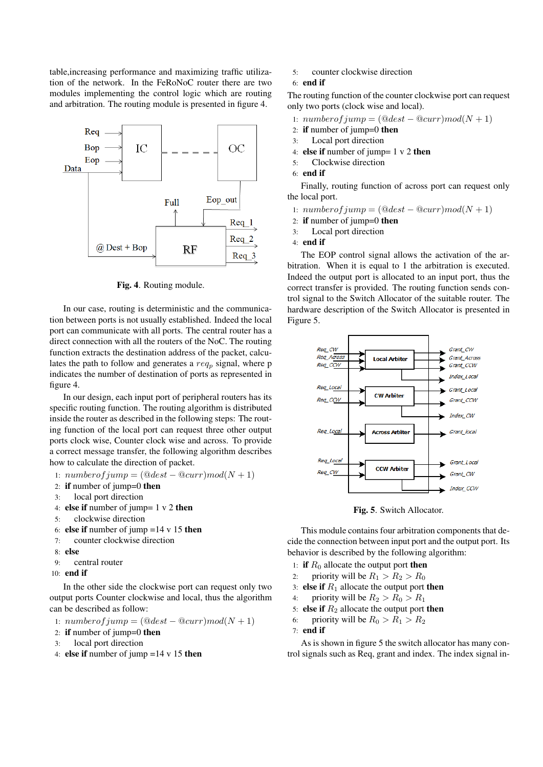table,increasing performance and maximizing traffic utilization of the network. In the FeRoNoC router there are two modules implementing the control logic which are routing and arbitration. The routing module is presented in figure 4.

**Fig. 4**. Routing module.

In our case, routing is deterministic and the communication between ports is not usually established. Indeed the local port can communicate with all ports. The central router has a direct connection with all the routers of the NoC. The routing function extracts the destination address of the packet, calculates the path to follow and generates a $req_p$ signal, where p indicates the number of destination of ports as represented in figure 4.

In our design, each input port of peripheral routers has its specific routing function. The routing algorithm is distributed inside the router as described in the following steps: The routing function of the local port can request three other output ports clock wise, Counter clock wise and across. To provide a correct message transfer, the following algorithm describes how to calculate the direction of packet.

1: $numberofjump = (@dest - @curr) mod(N + 1)$
2: **if** number of jump=0 **then**
3: local port direction
4: **else if** number of jump= 1 v 2 **then**
5: clockwise direction
6: **else if** number of jump =14 v 15 **then**
7: counter clockwise direction
8: **else**
9: central router
10: **end if**

In the other side the clockwise port can request only two output ports Counter clockwise and local, thus the algorithm can be described as follow:

1: $numberofjump = (@dest - @curr) mod(N + 1)$
2: **if** number of jump=0 **then**
3: local port direction
4: **else if** number of jump =14 v 15 **then**
5: counter clockwise direction
6: **end if**

The routing function of the counter clockwise port can request only two ports (clock wise and local).

1: $numberofjump = (@dest - @curr) mod(N + 1)$
2: **if** number of jump=0 **then**
3: Local port direction
4: **else if** number of jump= 1 v 2 **then**
5: Clockwise direction
6: **end if**

Finally, routing function of across port can request only the local port.

1: $numberofjump = (@dest - @curr) mod(N + 1)$
2: **if** number of jump=0 **then**
3: Local port direction
4: **end if**

The EOP control signal allows the activation of the arbitration. When it is equal to 1 the arbitration is executed. Indeed the output port is allocated to an input port, thus the correct transfer is provided. The routing function sends control signal to the Switch Allocator of the suitable router. The hardware description of the Switch Allocator is presented in Figure 5.

**Fig. 5**. Switch Allocator.

This module contains four arbitration components that decide the connection between input port and the output port. Its behavior is described by the following algorithm:

1: **if** $R_0$ allocate the output port **then**
2: priority will be $R_1 > R_2 > R_0$
3: **else if** $R_1$ allocate the output port **then**
4: priority will be $R_2 > R_0 > R_1$
5: **else if** $R_2$ allocate the output port **then**
6: priority will be $R_0 > R_1 > R_2$
7: **end if**

As is shown in figure 5 the switch allocator has many control signals such as Req, grant and index. The index signal in-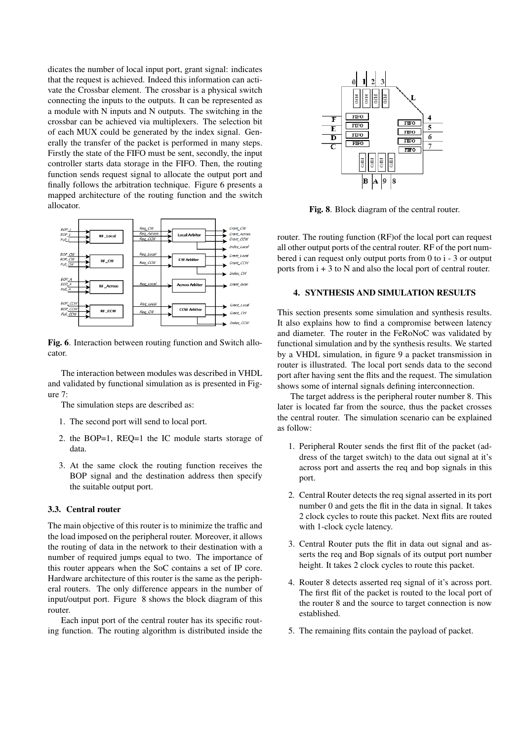dicates the number of local input port, grant signal: indicates that the request is achieved. Indeed this information can activate the Crossbar element. The crossbar is a physical switch connecting the inputs to the outputs. It can be represented as a module with N inputs and N outputs. The switching in the crossbar can be achieved via multiplexers. The selection bit of each MUX could be generated by the index signal. Generally the transfer of the packet is performed in many steps. Firstly the state of the FIFO must be sent, secondly, the input controller starts data storage in the FIFO. Then, the routing function sends request signal to allocate the output port and finally follows the arbitration technique. Figure 6 presents a mapped architecture of the routing function and the switch allocator.

**Fig. 6**. Interaction between routing function and Switch allocator.

The interaction between modules was described in VHDL and validated by functional simulation as is presented in Figure 7:

The simulation steps are described as:

1. The second port will send to local port.
2. the BOP=1, REQ=1 the IC module starts storage of data.
3. At the same clock the routing function receives the BOP signal and the destination address then specify the suitable output port.

### 3.3. Central router

The main objective of this router is to minimize the traffic and the load imposed on the peripheral router. Moreover, it allows the routing of data in the network to their destination with a number of required jumps equal to two. The importance of this router appears when the SoC contains a set of IP core. Hardware architecture of this router is the same as the peripheral routers. The only difference appears in the number of input/output port. Figure 8 shows the block diagram of this router.

Each input port of the central router has its specific routing function. The routing algorithm is distributed inside the router. The routing function (RF)of the local port can request all other output ports of the central router. RF of the port numbered i can request only output ports from 0 to i - 3 or output ports from i + 3 to N and also the local port of central router.

**Fig. 8**. Block diagram of the central router.

## 4. SYNTHESIS AND SIMULATION RESULTS

This section presents some simulation and synthesis results. It also explains how to find a compromise between latency and diameter. The router in the FeRoNoC was validated by functional simulation and by the synthesis results. We started by a VHDL simulation, in figure 9 a packet transmission in router is illustrated. The local port sends data to the second port after having sent the flits and the request. The simulation shows some of internal signals defining interconnection.

The target address is the peripheral router number 8. This later is located far from the source, thus the packet crosses the central router. The simulation scenario can be explained as follow:

1. Peripheral Router sends the first flit of the packet (address of the target switch) to the data out signal at it's across port and asserts the req and bop signals in this port.
2. Central Router detects the req signal asserted in its port number 0 and gets the flit in the data in signal. It takes 2 clock cycles to route this packet. Next flits are routed with 1-clock cycle latency.
3. Central Router puts the flit in data out signal and asserts the req and Bop signals of its output port number height. It takes 2 clock cycles to route this packet.
4. Router 8 detects asserted req signal of it's across port. The first flit of the packet is routed to the local port of the router 8 and the source to target connection is now established.
5. The remaining flits contain the payload of packet.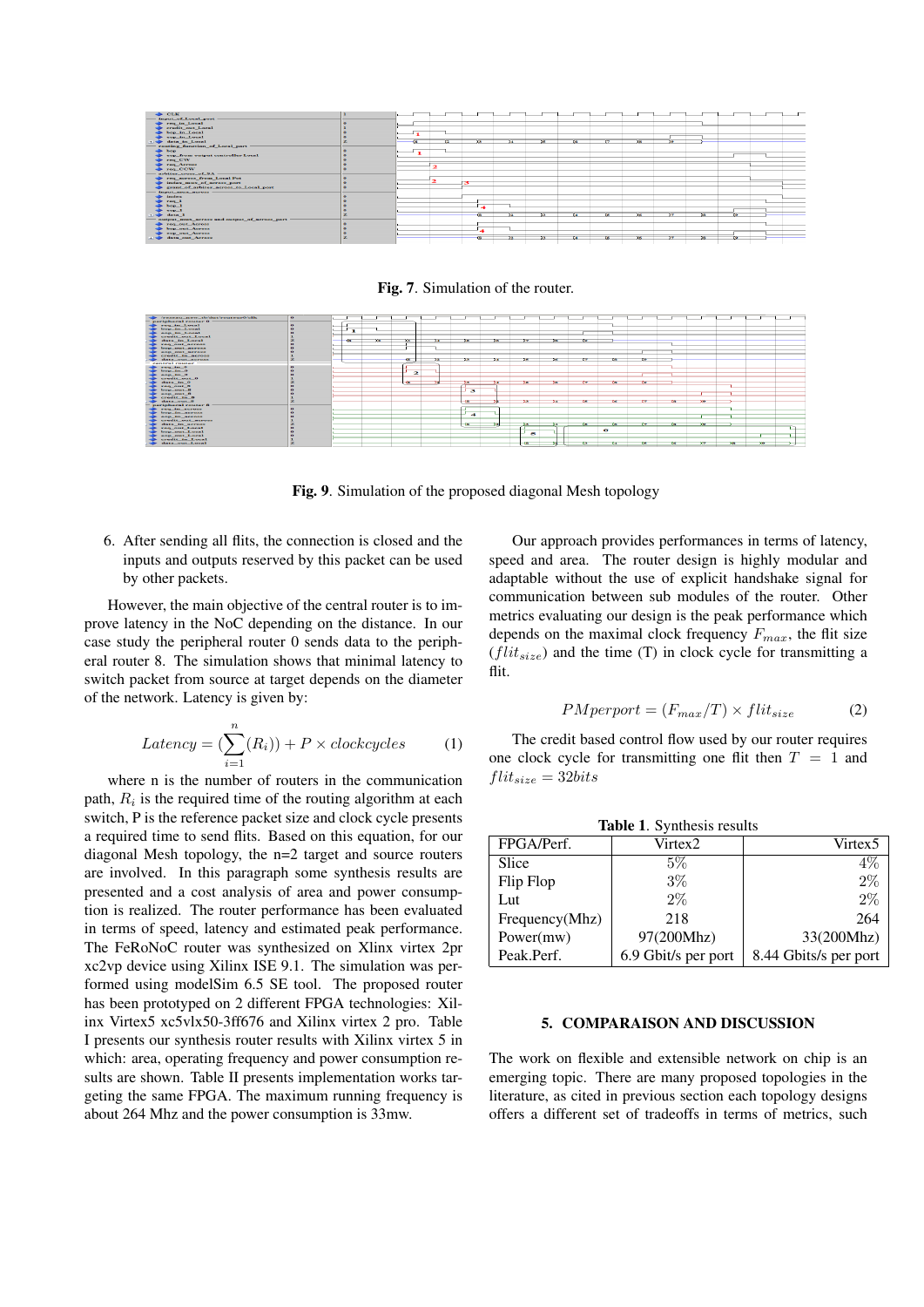**Fig. 7**. Simulation of the router.

**Fig. 9**. Simulation of the proposed diagonal Mesh topology

6. After sending all flits, the connection is closed and the inputs and outputs reserved by this packet can be used by other packets.

However, the main objective of the central router is to improve latency in the NoC depending on the distance. In our case study the peripheral router 0 sends data to the peripheral router 8. The simulation shows that minimal latency to switch packet from source at target depends on the diameter of the network. Latency is given by:

$$Latency = (\sum_{i=1}^{n}(R_i)) + P \times clockcycles \qquad (1)$$

where n is the number of routers in the communication path, $R_i$ is the required time of the routing algorithm at each switch, P is the reference packet size and clock cycle presents a required time to send flits. Based on this equation, for our diagonal Mesh topology, the n=2 target and source routers are involved. In this paragraph some synthesis results are presented and a cost analysis of area and power consumption is realized. The router performance has been evaluated in terms of speed, latency and estimated peak performance. The FeRoNoC router was synthesized on Xlinx virtex 2pr xc2vp device using Xilinx ISE 9.1. The simulation was performed using modelSim 6.5 SE tool. The proposed router has been prototyped on 2 different FPGA technologies: Xilinx Virtex5 xc5vlx50-3ff676 and Xilinx virtex 2 pro. Table I presents our synthesis router results with Xilinx virtex 5 in which: area, operating frequency and power consumption results are shown. Table II presents implementation results targeting the same FPGA. The maximum running frequency is about 264 Mhz and the power consumption is 33mw.

Our approach provides performances in terms of latency, speed and area. The router design is highly modular and adaptable without the use of explicit handshake signal for communication between sub modules of the router. Other metrics evaluating our design is the peak performance which depends on the maximal clock frequency $F_{max}$, the flit size ($flit_{size}$) and the time (T) in clock cycle for transmitting a flit.

$$PMperport = (F_{max}/T) \times flit_{size} \qquad (2)$$

The credit based control flow used by our router requires one clock cycle for transmitting one flit then $T = 1$ and $flit_{size} = 32bits$

**Table 1**. Synthesis results

| FPGA/Perf. | Virtex2 | Virtex5 |
|---|---|---|
| Slice | 5% | 4% |
| Flip Flop | 3% | 2% |
| Lut | 2% | 2% |
| Frequency(Mhz) | 218 | 264 |
| Power(mw) | 97(200Mhz) | 33(200Mhz) |
| Peak.Perf. | 6.9 Gbit/s per port | 8.44 Gbits/s per port |

## 5. COMPARAISON AND DISCUSSION

The work on flexible and extensible network on chip is an emerging topic. There are many proposed topologies in the literature, as cited in previous section each topology designs offers a different set of tradeoffs in terms of metrics, such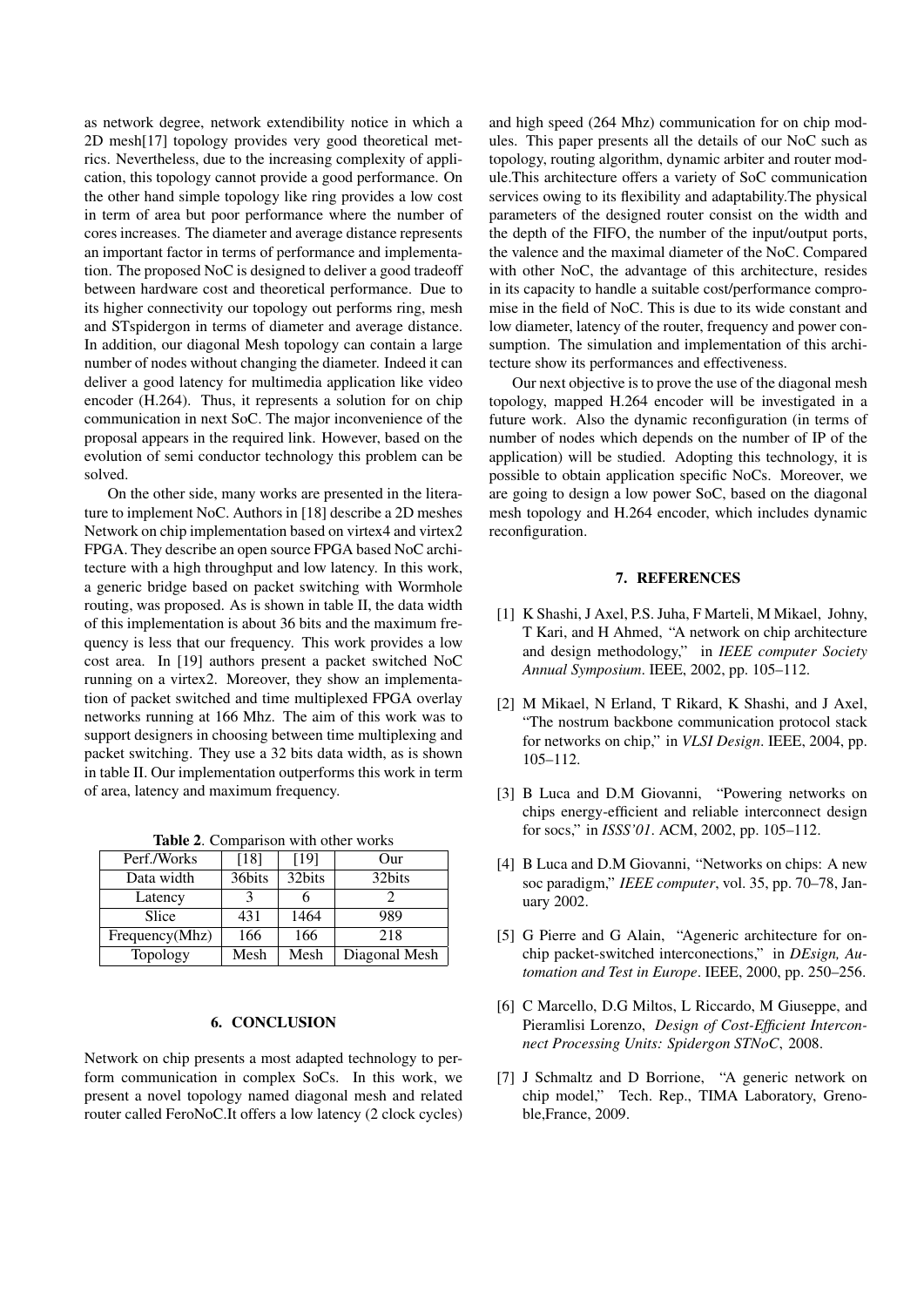as network degree, network extendibility notice in which a 2D mesh[17] topology provides very good theoretical metrics. Nevertheless, due to the increasing complexity of application, this topology cannot provide a good performance. On the other hand simple topology like ring provides a low cost in term of area but poor performance where the number of cores increases. The diameter and average distance represents an important factor in terms of performance and implementation. The proposed NoC is designed to deliver a good tradeoff between hardware cost and theoretical performance. Due to its higher connectivity our topology out performs ring, mesh and STspidergon in terms of diameter and average distance. In addition, our diagonal Mesh topology can contain a large number of nodes without changing the diameter. Indeed it can deliver a good latency for multimedia application like video encoder (H.264). Thus, it represents a solution for on chip communication in next SoC. The major inconvenience of the proposal appears in the required link. However, based on the evolution of semi conductor technology this problem can be solved.

On the other side, many works are presented in the literature to implement NoC. Authors in [18] describe a 2D meshes Network on chip implementation based on virtex4 and virtex2 FPGA. They describe an open source FPGA based NoC architecture with a high throughput and low latency. In this work, a generic bridge based on packet switching with Wormhole routing, was proposed. As is shown in table II, the data width of this implementation is about 36 bits and the maximum frequency is less that our frequency. This work provides a low cost area. In [19] authors present a packet switched NoC running on a virtex2. Moreover, they show an implementation of packet switched and time multiplexed FPGA overlay networks running at 166 Mhz. The aim of this work was to support designers in choosing between time multiplexing and packet switching. They use a 32 bits data width, as is shown in table II. Our implementation outperforms this work in term of area, latency and maximum frequency.

**Table 2**. Comparison with other works

| Perf./Works | [18] | [19] | Our |
|---|---|---|---|
| Data width | 36bits | 32bits | 32bits |
| Latency | 3 | 6 | 2 |
| Slice | 431 | 1464 | 989 |
| Frequency(Mhz) | 166 | 166 | 218 |
| Topology | Mesh | Mesh | Diagonal Mesh |

## 6. CONCLUSION

Network on chip presents a most adapted technology to perform communication in complex SoCs. In this work, we present a novel topology named diagonal mesh and related router called FeroNoC.It offers a low latency (2 clock cycles) and high speed (264 Mhz) communication for on chip modules. This paper presents all the details of our NoC such as topology, routing algorithm, dynamic arbiter and router module.This architecture offers a variety of SoC communication services owing to its flexibility and adaptability.The physical parameters of the designed router consist on the width and the depth of the FIFO, the number of the input/output ports, the valence and the maximal diameter of the NoC. Compared with other NoC, the advantage of this architecture, resides in its capacity to handle a suitable cost/performance compromise in the field of NoC. This is due to its wide constant and low diameter, latency of the router, frequency and power consumption. The simulation and implementation of this architecture show its performances and effectiveness.

Our next objective is to prove the use of the diagonal mesh topology, mapped H.264 encoder will be investigated in a future work. Also the dynamic reconfiguration (in terms of number of nodes which depends on the number of IP of the application) will be studied. Adopting this technology, it is possible to obtain application specific NoCs. Moreover, we are going to design a low power SoC, based on the diagonal mesh topology and H.264 encoder, which includes dynamic reconfiguration.

## 7. REFERENCES

[1] K Shashi, J Axel, P.S. Juha, F Marteli, M Mikael, Johny, T Kari, and H Ahmed, "A network on chip architecture and design methodology," in *IEEE computer Society Annual Symposium*. IEEE, 2002, pp. 105–112.

[2] M Mikael, N Erland, T Rikard, K Shashi, and J Axel, "The nostrum backbone communication protocol stack for networks on chip," in *VLSI Design*. IEEE, 2004, pp. 105–112.

[3] B Luca and D.M Giovanni, "Powering networks on chips energy-efficient and reliable interconnect design for socs," in *ISSS'01*. ACM, 2002, pp. 105–112.

[4] B Luca and D.M Giovanni, "Networks on chips: A new soc paradigm," *IEEE computer*, vol. 35, pp. 70–78, January 2002.

[5] G Pierre and G Alain, "Ageneric architecture for on-chip packet-switched interconections," in *DEsign, Automation and Test in Europe*. IEEE, 2000, pp. 250–256.

[6] C Marcello, D.G Miltos, L Riccardo, M Giuseppe, and Pieramlisi Lorenzo, *Design of Cost-Efficient Interconnect Processing Units: Spidergon STNoC*, 2008.

[7] J Schmaltz and D Borrione, "A generic network on chip model," Tech. Rep., TIMA Laboratory, Grenoble,France, 2009.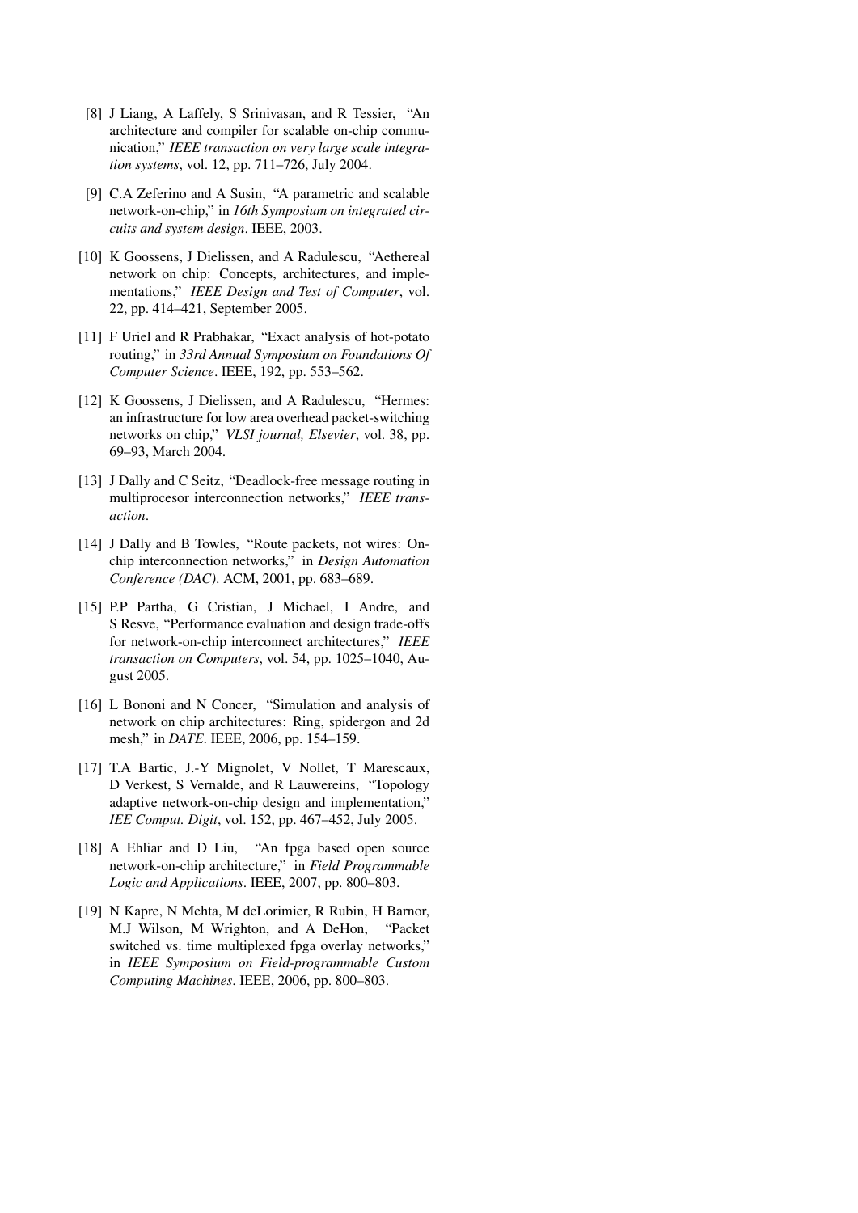[8] J Liang, A Laffely, S Srinivasan, and R Tessier, "An architecture and compiler for scalable on-chip communication," *IEEE transaction on very large scale integration systems*, vol. 12, pp. 711–726, July 2004.

[9] C.A Zeferino and A Susin, "A parametric and scalable network-on-chip," in *16th Symposium on integrated circuits and system design*. IEEE, 2003.

[10] K Goossens, J Dielissen, and A Radulescu, "Aethereal network on chip: Concepts, architectures, and implementations," *IEEE Design and Test of Computer*, vol. 22, pp. 414–421, September 2005.

[11] F Uriel and R Prabhakar, "Exact analysis of hot-potato routing," in *33rd Annual Symposium on Foundations Of Computer Science*. IEEE, 192, pp. 553–562.

[12] K Goossens, J Dielissen, and A Radulescu, "Hermes: an infrastructure for low area overhead packet-switching networks on chip," *VLSI journal, Elsevier*, vol. 38, pp. 69–93, March 2004.

[13] J Dally and C Seitz, "Deadlock-free message routing in multiprocesor interconnection networks," *IEEE transaction*.

[14] J Dally and B Towles, "Route packets, not wires: On-chip interconnection networks," in *Design Automation Conference (DAC)*. ACM, 2001, pp. 683–689.

[15] P.P Partha, G Cristian, J Michael, I Andre, and S Resve, "Performance evaluation and design trade-offs for network-on-chip interconnect architectures," *IEEE transaction on Computers*, vol. 54, pp. 1025–1040, August 2005.

[16] L Bononi and N Concer, "Simulation and analysis of network on chip architectures: Ring, spidergon and 2d mesh," in *DATE*. IEEE, 2006, pp. 154–159.

[17] T.A Bartic, J.-Y Mignolet, V Nollet, T Marescaux, D Verkest, S Vernalde, and R Lauwereins, "Topology adaptive network-on-chip design and implementation," *IEE Comput. Digit*, vol. 152, pp. 467–452, July 2005.

[18] A Ehliar and D Liu, "An fpga based open source network-on-chip architecture," in *Field Programmable Logic and Applications*. IEEE, 2007, pp. 800–803.

[19] N Kapre, N Mehta, M deLorimier, R Rubin, H Barnor, M.J Wilson, M Wrighton, and A DeHon, "Packet switched vs. time multiplexed fpga overlay networks," in *IEEE Symposium on Field-programmable Custom Computing Machines*. IEEE, 2006, pp. 800–803.